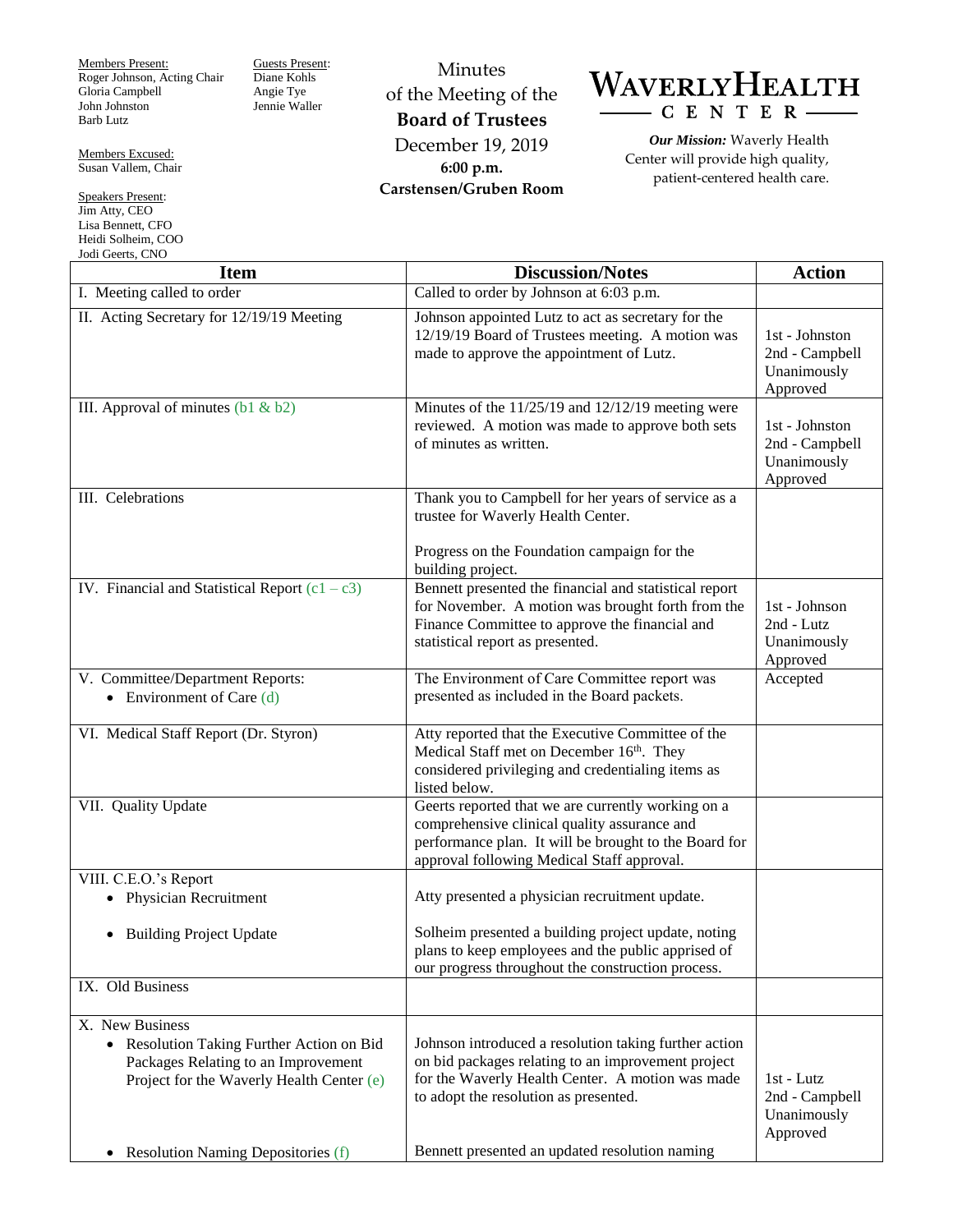Members Present:
Roger Johnson, Acting Chair
Gloria Campbell
John Johnston
Barb Lutz

Members Excused:
Susan Vallem, Chair

Speakers Present:
Jim Atty, CEO
Lisa Bennett, CFO
Heidi Solheim, COO
Jodi Geerts, CNO

Guests Present:
Diane Kohls
Angie Tye
Jennie Waller

Minutes
of the Meeting of the
**Board of Trustees**
December 19, 2019
**6:00 p.m.**
**Carstensen/Gruben Room**

**WAVERLY HEALTH CENTER**

***Our Mission:*** Waverly Health Center will provide high quality, patient-centered health care.

| Item | Discussion/Notes | Action |
|---|---|---|
| I. Meeting called to order | Called to order by Johnson at 6:03 p.m. | |
| II. Acting Secretary for 12/19/19 Meeting | Johnson appointed Lutz to act as secretary for the 12/19/19 Board of Trustees meeting. A motion was made to approve the appointment of Lutz. | 1st - Johnston<br>2nd - Campbell<br>Unanimously Approved |
| III. Approval of minutes (b1 & b2) | Minutes of the 11/25/19 and 12/12/19 meeting were reviewed. A motion was made to approve both sets of minutes as written. | 1st - Johnston<br>2nd - Campbell<br>Unanimously Approved |
| III. Celebrations | Thank you to Campbell for her years of service as a trustee for Waverly Health Center.<br><br>Progress on the Foundation campaign for the building project. | |
| IV. Financial and Statistical Report (c1 – c3) | Bennett presented the financial and statistical report for November. A motion was brought forth from the Finance Committee to approve the financial and statistical report as presented. | 1st - Johnson<br>2nd - Lutz<br>Unanimously Approved |
| V. Committee/Department Reports:<br>• Environment of Care (d) | The Environment of Care Committee report was presented as included in the Board packets. | Accepted |
| VI. Medical Staff Report (Dr. Styron) | Atty reported that the Executive Committee of the Medical Staff met on December 16th. They considered privileging and credentialing items as listed below. | |
| VII. Quality Update | Geerts reported that we are currently working on a comprehensive clinical quality assurance and performance plan. It will be brought to the Board for approval following Medical Staff approval. | |
| VIII. C.E.O.'s Report<br>• Physician Recruitment<br><br>• Building Project Update | <br>Atty presented a physician recruitment update.<br><br>Solheim presented a building project update, noting plans to keep employees and the public apprised of our progress throughout the construction process. | |
| IX. Old Business | | |
| X. New Business<br>• Resolution Taking Further Action on Bid Packages Relating to an Improvement Project for the Waverly Health Center (e)<br><br>• Resolution Naming Depositories (f) | <br>Johnson introduced a resolution taking further action on bid packages relating to an improvement project for the Waverly Health Center. A motion was made to adopt the resolution as presented.<br><br>Bennett presented an updated resolution naming | <br>1st - Lutz<br>2nd - Campbell<br>Unanimously Approved |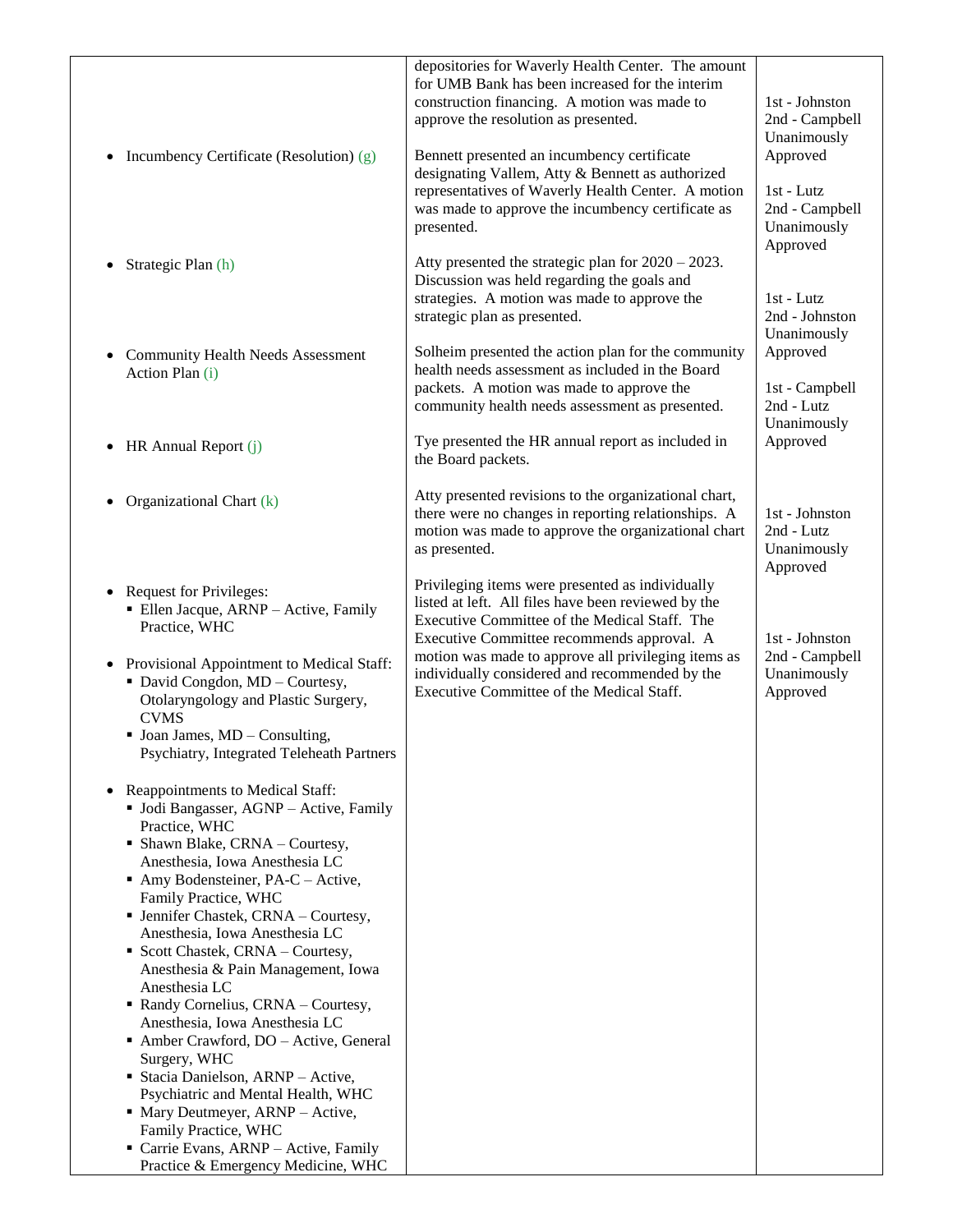| | | |
|---|---|---|
| | depositories for Waverly Health Center. The amount for UMB Bank has been increased for the interim construction financing. A motion was made to approve the resolution as presented. | 1st - Johnston<br>2nd - Campbell<br>Unanimously Approved |
| • Incumbency Certificate (Resolution) (g) | Bennett presented an incumbency certificate designating Vallem, Atty & Bennett as authorized representatives of Waverly Health Center. A motion was made to approve the incumbency certificate as presented. | 1st - Lutz<br>2nd - Campbell<br>Unanimously Approved |
| • Strategic Plan (h) | Atty presented the strategic plan for 2020 – 2023. Discussion was held regarding the goals and strategies. A motion was made to approve the strategic plan as presented. | 1st - Lutz<br>2nd - Johnston<br>Unanimously Approved |
| • Community Health Needs Assessment Action Plan (i) | Solheim presented the action plan for the community health needs assessment as included in the Board packets. A motion was made to approve the community health needs assessment as presented. | 1st - Campbell<br>2nd - Lutz<br>Unanimously Approved |
| • HR Annual Report (j) | Tye presented the HR annual report as included in the Board packets. | |
| • Organizational Chart (k) | Atty presented revisions to the organizational chart, there were no changes in reporting relationships. A motion was made to approve the organizational chart as presented. | 1st - Johnston<br>2nd - Lutz<br>Unanimously Approved |
| • Request for Privileges:<br>▪ Ellen Jacque, ARNP – Active, Family Practice, WHC<br><br>• Provisional Appointment to Medical Staff:<br>▪ David Congdon, MD – Courtesy, Otolaryngology and Plastic Surgery, CVMS<br>▪ Joan James, MD – Consulting, Psychiatry, Integrated Teleheath Partners<br><br>• Reappointments to Medical Staff:<br>▪ Jodi Bangasser, AGNP – Active, Family Practice, WHC<br>▪ Shawn Blake, CRNA – Courtesy, Anesthesia, Iowa Anesthesia LC<br>▪ Amy Bodensteiner, PA-C – Active, Family Practice, WHC<br>▪ Jennifer Chastek, CRNA – Courtesy, Anesthesia, Iowa Anesthesia LC<br>▪ Scott Chastek, CRNA – Courtesy, Anesthesia & Pain Management, Iowa Anesthesia LC<br>▪ Randy Cornelius, CRNA – Courtesy, Anesthesia, Iowa Anesthesia LC<br>▪ Amber Crawford, DO – Active, General Surgery, WHC<br>▪ Stacia Danielson, ARNP – Active, Psychiatric and Mental Health, WHC<br>▪ Mary Deutmeyer, ARNP – Active, Family Practice, WHC<br>▪ Carrie Evans, ARNP – Active, Family Practice & Emergency Medicine, WHC | Privileging items were presented as individually listed at left. All files have been reviewed by the Executive Committee of the Medical Staff. The Executive Committee recommends approval. A motion was made to approve all privileging items as individually considered and recommended by the Executive Committee of the Medical Staff. | 1st - Johnston<br>2nd - Campbell<br>Unanimously Approved |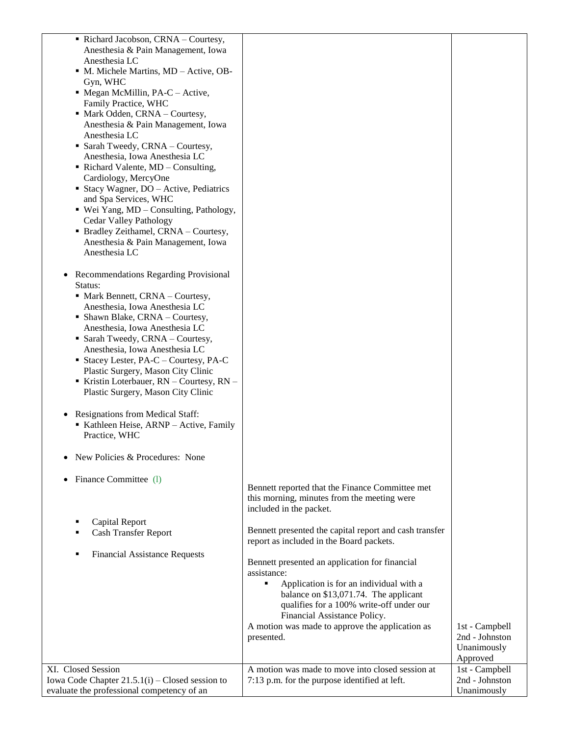| | | |
|---|---|---|
| ▪ Richard Jacobson, CRNA – Courtesy, Anesthesia & Pain Management, Iowa Anesthesia LC<br>▪ M. Michele Martins, MD – Active, OB-Gyn, WHC<br>▪ Megan McMillin, PA-C – Active, Family Practice, WHC<br>▪ Mark Odden, CRNA – Courtesy, Anesthesia & Pain Management, Iowa Anesthesia LC<br>▪ Sarah Tweedy, CRNA – Courtesy, Anesthesia, Iowa Anesthesia LC<br>▪ Richard Valente, MD – Consulting, Cardiology, MercyOne<br>▪ Stacy Wagner, DO – Active, Pediatrics and Spa Services, WHC<br>▪ Wei Yang, MD – Consulting, Pathology, Cedar Valley Pathology<br>▪ Bradley Zeithamel, CRNA – Courtesy, Anesthesia & Pain Management, Iowa Anesthesia LC<br><br>• Recommendations Regarding Provisional Status:<br>▪ Mark Bennett, CRNA – Courtesy, Anesthesia, Iowa Anesthesia LC<br>▪ Shawn Blake, CRNA – Courtesy, Anesthesia, Iowa Anesthesia LC<br>▪ Sarah Tweedy, CRNA – Courtesy, Anesthesia, Iowa Anesthesia LC<br>▪ Stacey Lester, PA-C – Courtesy, PA-C Plastic Surgery, Mason City Clinic<br>▪ Kristin Loterbauer, RN – Courtesy, RN – Plastic Surgery, Mason City Clinic<br><br>• Resignations from Medical Staff:<br>▪ Kathleen Heise, ARNP – Active, Family Practice, WHC<br><br>• New Policies & Procedures: None<br><br>• Finance Committee (l)<br><br>▪ Capital Report<br>▪ Cash Transfer Report<br><br>▪ Financial Assistance Requests | Bennett reported that the Finance Committee met this morning, minutes from the meeting were included in the packet.<br><br>Bennett presented the capital report and cash transfer report as included in the Board packets.<br><br>Bennett presented an application for financial assistance:<br>▪ Application is for an individual with a balance on $13,071.74. The applicant qualifies for a 100% write-off under our Financial Assistance Policy.<br>A motion was made to approve the application as presented. | <br><br><br><br><br><br><br><br><br><br><br><br><br><br><br><br><br><br><br><br><br><br><br><br><br>1st - Campbell<br>2nd - Johnston<br>Unanimously Approved |
| XI. Closed Session<br>Iowa Code Chapter 21.5.1(i) – Closed session to evaluate the professional competency of an | A motion was made to move into closed session at 7:13 p.m. for the purpose identified at left. | 1st - Campbell<br>2nd - Johnston<br>Unanimously |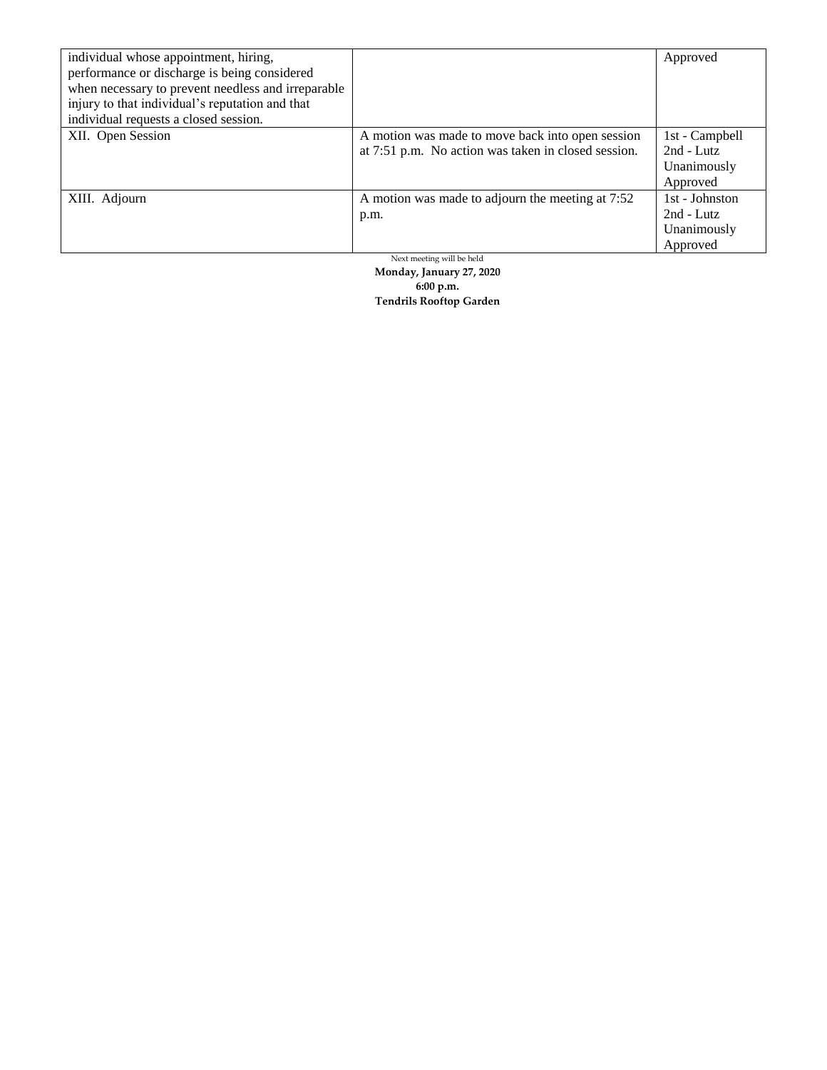| | | |
|---|---|---|
| individual whose appointment, hiring, performance or discharge is being considered when necessary to prevent needless and irreparable injury to that individual's reputation and that individual requests a closed session. | | Approved |
| XII. Open Session | A motion was made to move back into open session at 7:51 p.m. No action was taken in closed session. | 1st - Campbell<br>2nd - Lutz<br>Unanimously Approved |
| XIII. Adjourn | A motion was made to adjourn the meeting at 7:52 p.m. | 1st - Johnston<br>2nd - Lutz<br>Unanimously Approved |

Next meeting will be held

**Monday, January 27, 2020**

**6:00 p.m.**

**Tendrils Rooftop Garden**